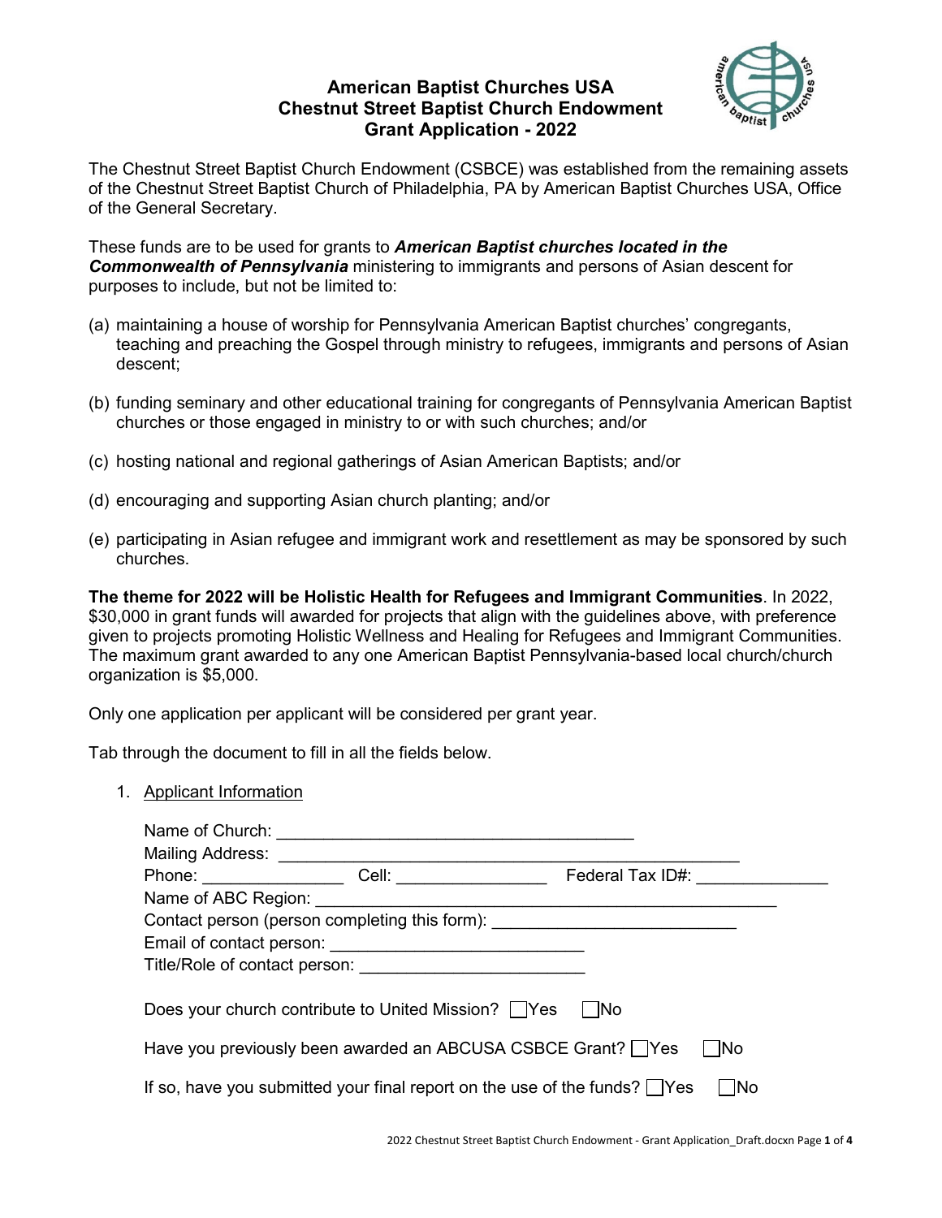# American Baptist Churches USA
# Chestnut Street Baptist Church Endowment
# Grant Application - 2022

The Chestnut Street Baptist Church Endowment (CSBCE) was established from the remaining assets of the Chestnut Street Baptist Church of Philadelphia, PA by American Baptist Churches USA, Office of the General Secretary.

These funds are to be used for grants to ***American Baptist churches located in the Commonwealth of Pennsylvania*** ministering to immigrants and persons of Asian descent for purposes to include, but not be limited to:

(a) maintaining a house of worship for Pennsylvania American Baptist churches' congregants, teaching and preaching the Gospel through ministry to refugees, immigrants and persons of Asian descent;

(b) funding seminary and other educational training for congregants of Pennsylvania American Baptist churches or those engaged in ministry to or with such churches; and/or

(c) hosting national and regional gatherings of Asian American Baptists; and/or

(d) encouraging and supporting Asian church planting; and/or

(e) participating in Asian refugee and immigrant work and resettlement as may be sponsored by such churches.

**The theme for 2022 will be Holistic Health for Refugees and Immigrant Communities**. In 2022, $30,000 in grant funds will awarded for projects that align with the guidelines above, with preference given to projects promoting Holistic Wellness and Healing for Refugees and Immigrant Communities. The maximum grant awarded to any one American Baptist Pennsylvania-based local church/church organization is $5,000.

Only one application per applicant will be considered per grant year.

Tab through the document to fill in all the fields below.

1. Applicant Information

Name of Church: ______________________________________

Mailing Address: _________________________________________________

Phone: _______________ Cell: ________________ Federal Tax ID#: ______________

Name of ABC Region: __________________________________________________

Contact person (person completing this form): __________________________

Email of contact person: ___________________________

Title/Role of contact person: ________________________

Does your church contribute to United Mission? ☐Yes ☐No

Have you previously been awarded an ABCUSA CSBCE Grant? ☐Yes ☐No

If so, have you submitted your final report on the use of the funds? ☐Yes ☐No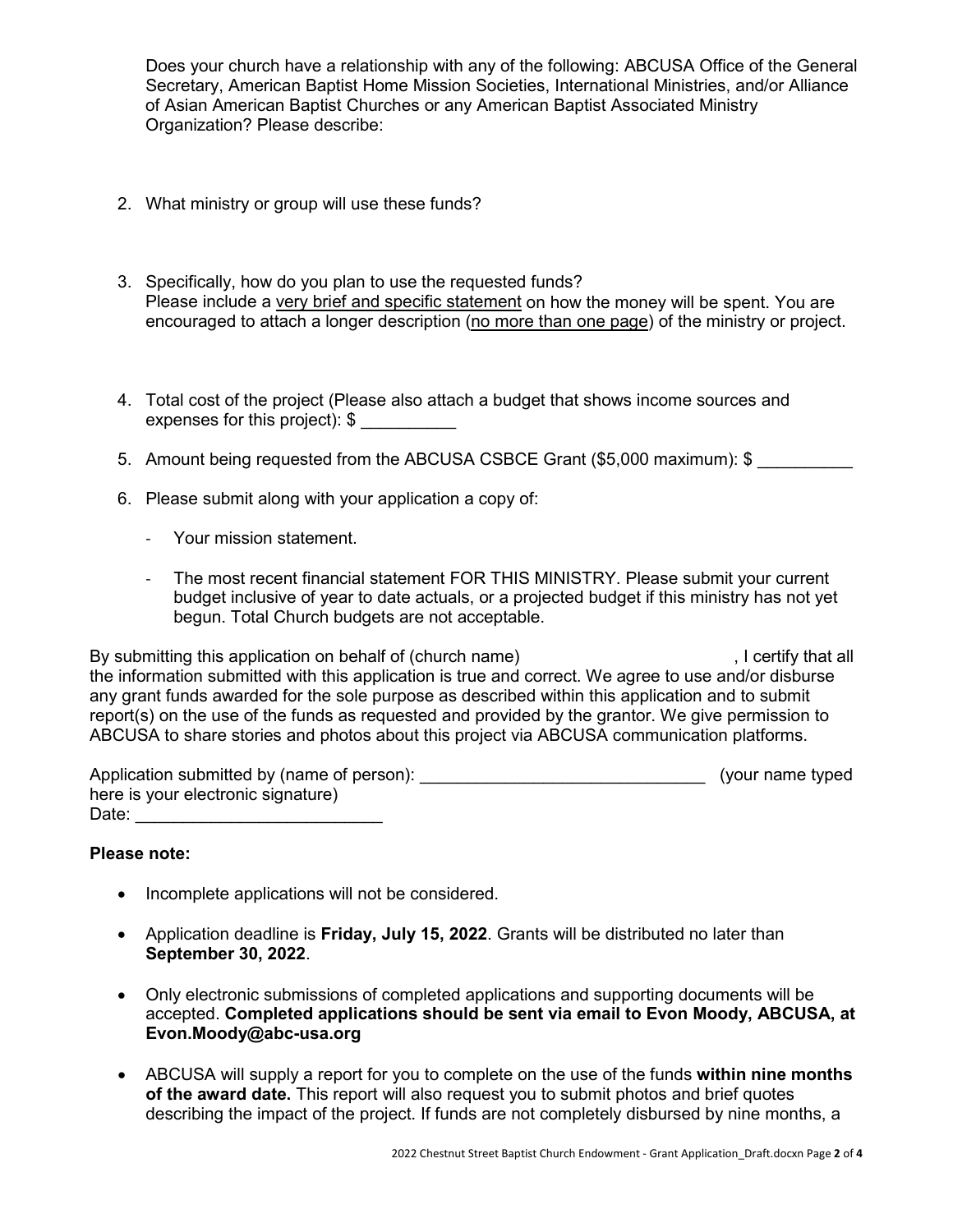Does your church have a relationship with any of the following: ABCUSA Office of the General Secretary, American Baptist Home Mission Societies, International Ministries, and/or Alliance of Asian American Baptist Churches or any American Baptist Associated Ministry Organization? Please describe:

2. What ministry or group will use these funds?

3. Specifically, how do you plan to use the requested funds?
   Please include a <u>very brief and specific statement</u> on how the money will be spent. You are encouraged to attach a longer description (<u>no more than one page</u>) of the ministry or project.

4. Total cost of the project (Please also attach a budget that shows income sources and expenses for this project): $ __________

5. Amount being requested from the ABCUSA CSBCE Grant ($5,000 maximum): $ __________

6. Please submit along with your application a copy of:

   - Your mission statement.

   - The most recent financial statement FOR THIS MINISTRY. Please submit your current budget inclusive of year to date actuals, or a projected budget if this ministry has not yet begun. Total Church budgets are not acceptable.

By submitting this application on behalf of (church name) , I certify that all the information submitted with this application is true and correct. We agree to use and/or disburse any grant funds awarded for the sole purpose as described within this application and to submit report(s) on the use of the funds as requested and provided by the grantor. We give permission to ABCUSA to share stories and photos about this project via ABCUSA communication platforms.

Application submitted by (name of person): ______________________________ (your name typed here is your electronic signature)
Date: __________________________

**Please note:**

- Incomplete applications will not be considered.

- Application deadline is **Friday, July 15, 2022**. Grants will be distributed no later than **September 30, 2022**.

- Only electronic submissions of completed applications and supporting documents will be accepted. **Completed applications should be sent via email to Evon Moody, ABCUSA, at Evon.Moody@abc-usa.org**

- ABCUSA will supply a report for you to complete on the use of the funds **within nine months of the award date.** This report will also request you to submit photos and brief quotes describing the impact of the project. If funds are not completely disbursed by nine months, a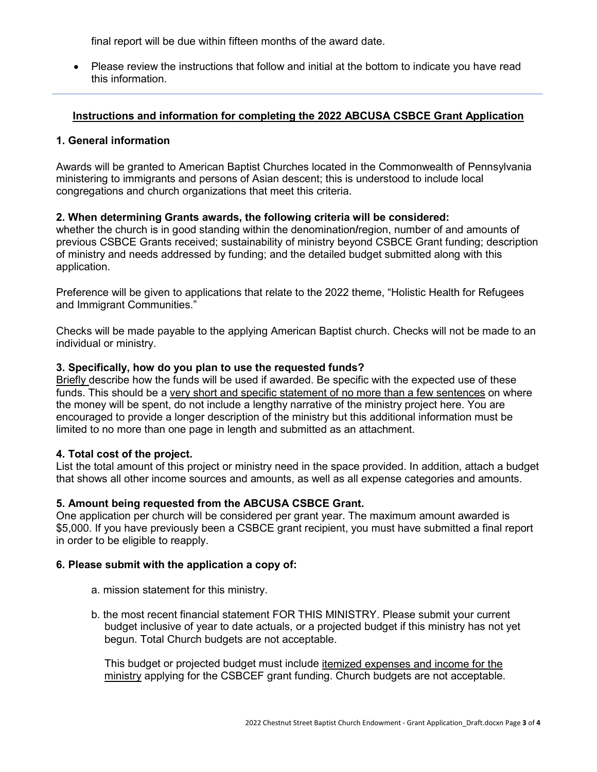final report will be due within fifteen months of the award date.

- Please review the instructions that follow and initial at the bottom to indicate you have read this information.

---

**<u>Instructions and information for completing the 2022 ABCUSA CSBCE Grant Application</u>**

**1. General information**

Awards will be granted to American Baptist Churches located in the Commonwealth of Pennsylvania ministering to immigrants and persons of Asian descent; this is understood to include local congregations and church organizations that meet this criteria.

**2. When determining Grants awards, the following criteria will be considered:**
whether the church is in good standing within the denomination/region, number of and amounts of previous CSBCE Grants received; sustainability of ministry beyond CSBCE Grant funding; description of ministry and needs addressed by funding; and the detailed budget submitted along with this application.

Preference will be given to applications that relate to the 2022 theme, "Holistic Health for Refugees and Immigrant Communities."

Checks will be made payable to the applying American Baptist church. Checks will not be made to an individual or ministry.

**3. Specifically, how do you plan to use the requested funds?**
<u>Briefly</u> describe how the funds will be used if awarded. Be specific with the expected use of these funds. This should be a <u>very short and specific statement of no more than a few sentences</u> on where the money will be spent, do not include a lengthy narrative of the ministry project here. You are encouraged to provide a longer description of the ministry but this additional information must be limited to no more than one page in length and submitted as an attachment.

**4. Total cost of the project.**
List the total amount of this project or ministry need in the space provided. In addition, attach a budget that shows all other income sources and amounts, as well as all expense categories and amounts.

**5. Amount being requested from the ABCUSA CSBCE Grant.**
One application per church will be considered per grant year. The maximum amount awarded is $5,000. If you have previously been a CSBCE grant recipient, you must have submitted a final report in order to be eligible to reapply.

**6. Please submit with the application a copy of:**

a. mission statement for this ministry.

b. the most recent financial statement FOR THIS MINISTRY. Please submit your current budget inclusive of year to date actuals, or a projected budget if this ministry has not yet begun. Total Church budgets are not acceptable.

This budget or projected budget must include <u>itemized expenses and income for the ministry</u> applying for the CSBCEF grant funding. Church budgets are not acceptable.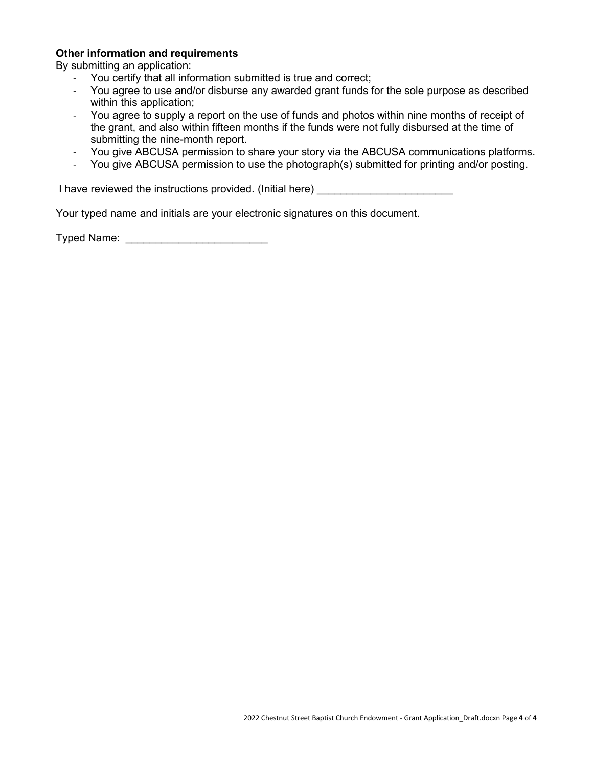**Other information and requirements**

By submitting an application:

- You certify that all information submitted is true and correct;
- You agree to use and/or disburse any awarded grant funds for the sole purpose as described within this application;
- You agree to supply a report on the use of funds and photos within nine months of receipt of the grant, and also within fifteen months if the funds were not fully disbursed at the time of submitting the nine-month report.
- You give ABCUSA permission to share your story via the ABCUSA communications platforms.
- You give ABCUSA permission to use the photograph(s) submitted for printing and/or posting.

I have reviewed the instructions provided. (Initial here) _______________________

Your typed name and initials are your electronic signatures on this document.

Typed Name: ________________________